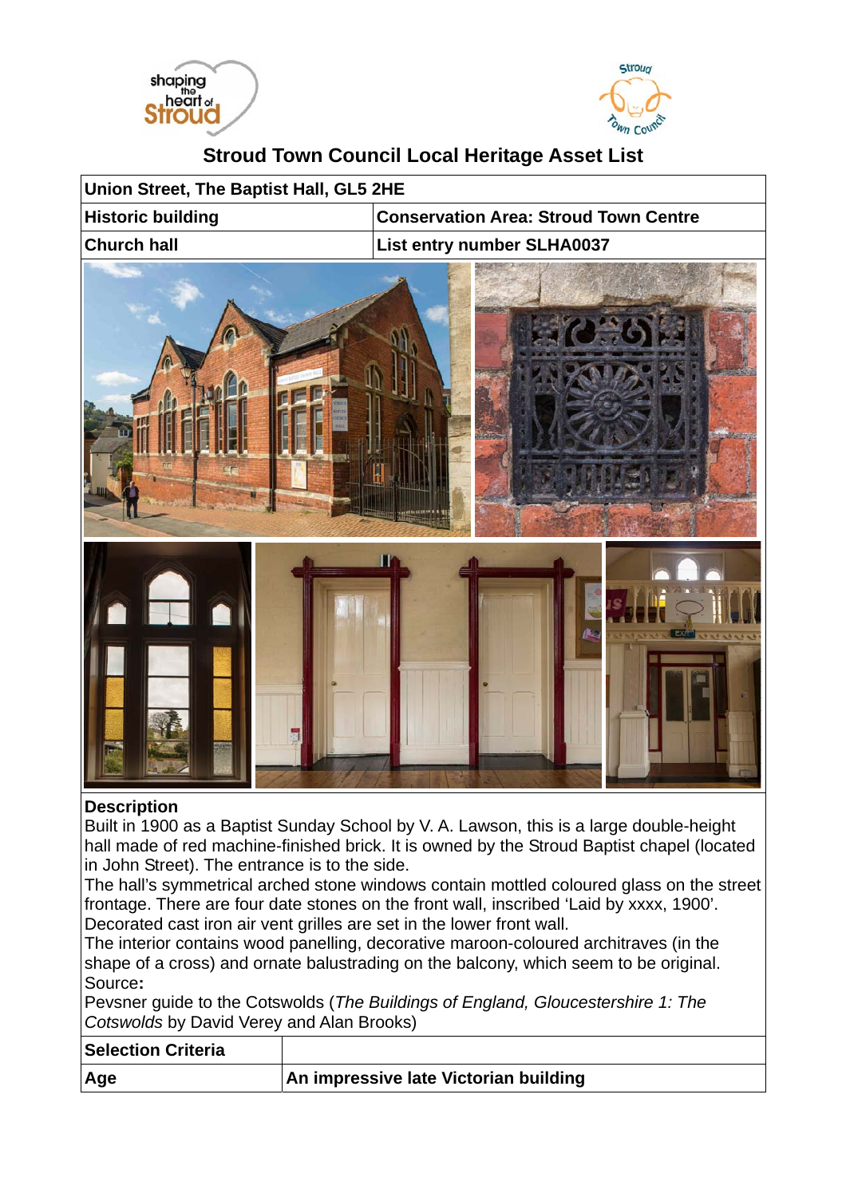# Stroud Town Council Local Heritage Asset List

| Union Street, The Baptist Hall, GL5 2HE | |
|---|---|
| **Historic building** | **Conservation Area: Stroud Town Centre** |
| **Church hall** | **List entry number SLHA0037** |

**Description**

Built in 1900 as a Baptist Sunday School by V. A. Lawson, this is a large double-height hall made of red machine-finished brick. It is owned by the Stroud Baptist chapel (located in John Street). The entrance is to the side.

The hall's symmetrical arched stone windows contain mottled coloured glass on the street frontage. There are four date stones on the front wall, inscribed 'Laid by xxxx, 1900'. Decorated cast iron air vent grilles are set in the lower front wall.

The interior contains wood panelling, decorative maroon-coloured architraves (in the shape of a cross) and ornate balustrading on the balcony, which seem to be original.

Source**:**

Pevsner guide to the Cotswolds (*The Buildings of England, Gloucestershire 1: The Cotswolds* by David Verey and Alan Brooks)

| **Selection Criteria** | |
|---|---|
| **Age** | **An impressive late Victorian building** |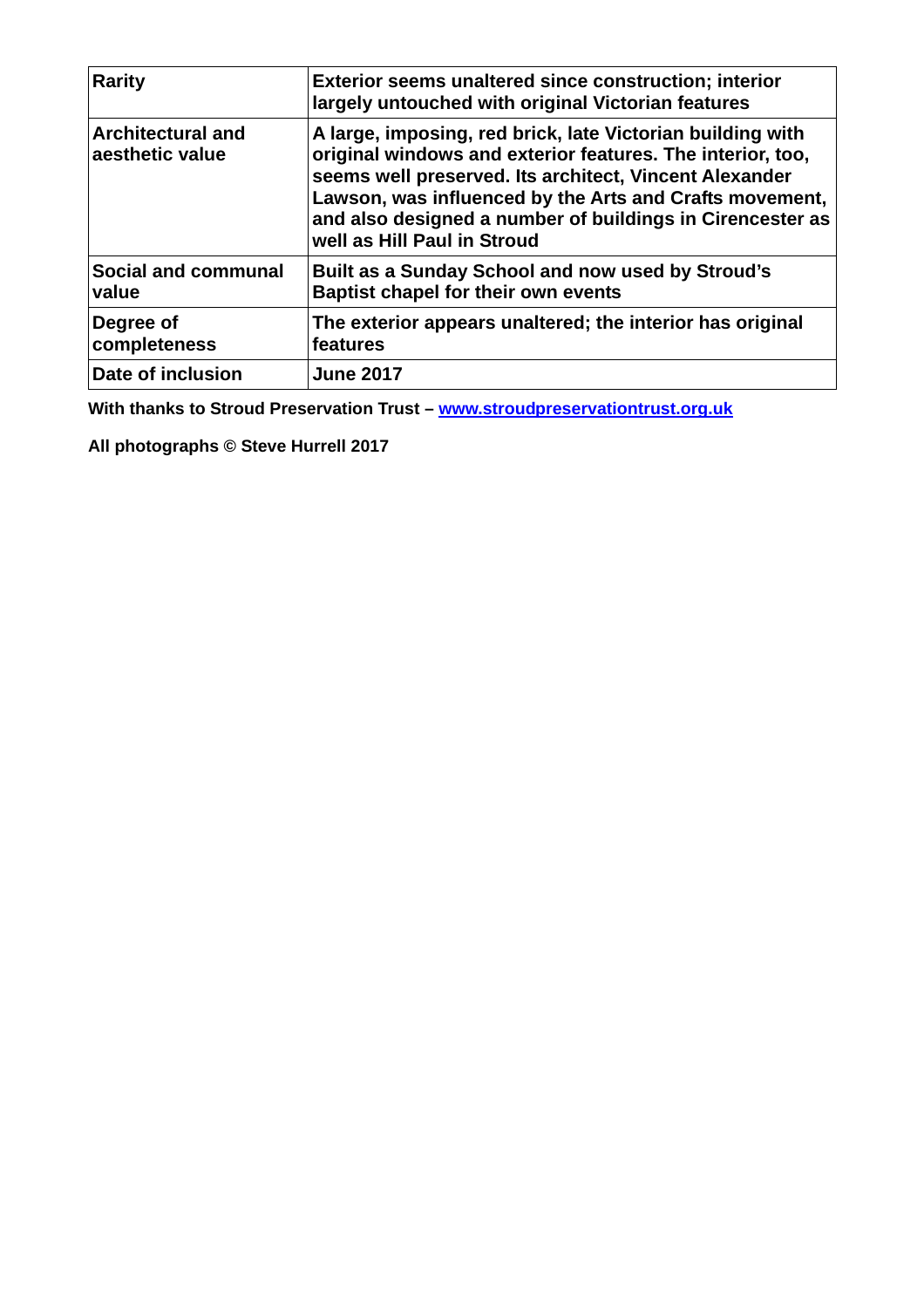| | |
|---|---|
| **Rarity** | **Exterior seems unaltered since construction; interior largely untouched with original Victorian features** |
| **Architectural and aesthetic value** | **A large, imposing, red brick, late Victorian building with original windows and exterior features. The interior, too, seems well preserved. Its architect, Vincent Alexander Lawson, was influenced by the Arts and Crafts movement, and also designed a number of buildings in Cirencester as well as Hill Paul in Stroud** |
| **Social and communal value** | **Built as a Sunday School and now used by Stroud's Baptist chapel for their own events** |
| **Degree of completeness** | **The exterior appears unaltered; the interior has original features** |
| **Date of inclusion** | **June 2017** |

**With thanks to Stroud Preservation Trust – [www.stroudpreservationtrust.org.uk](http://www.stroudpreservationtrust.org.uk)**

**All photographs © Steve Hurrell 2017**